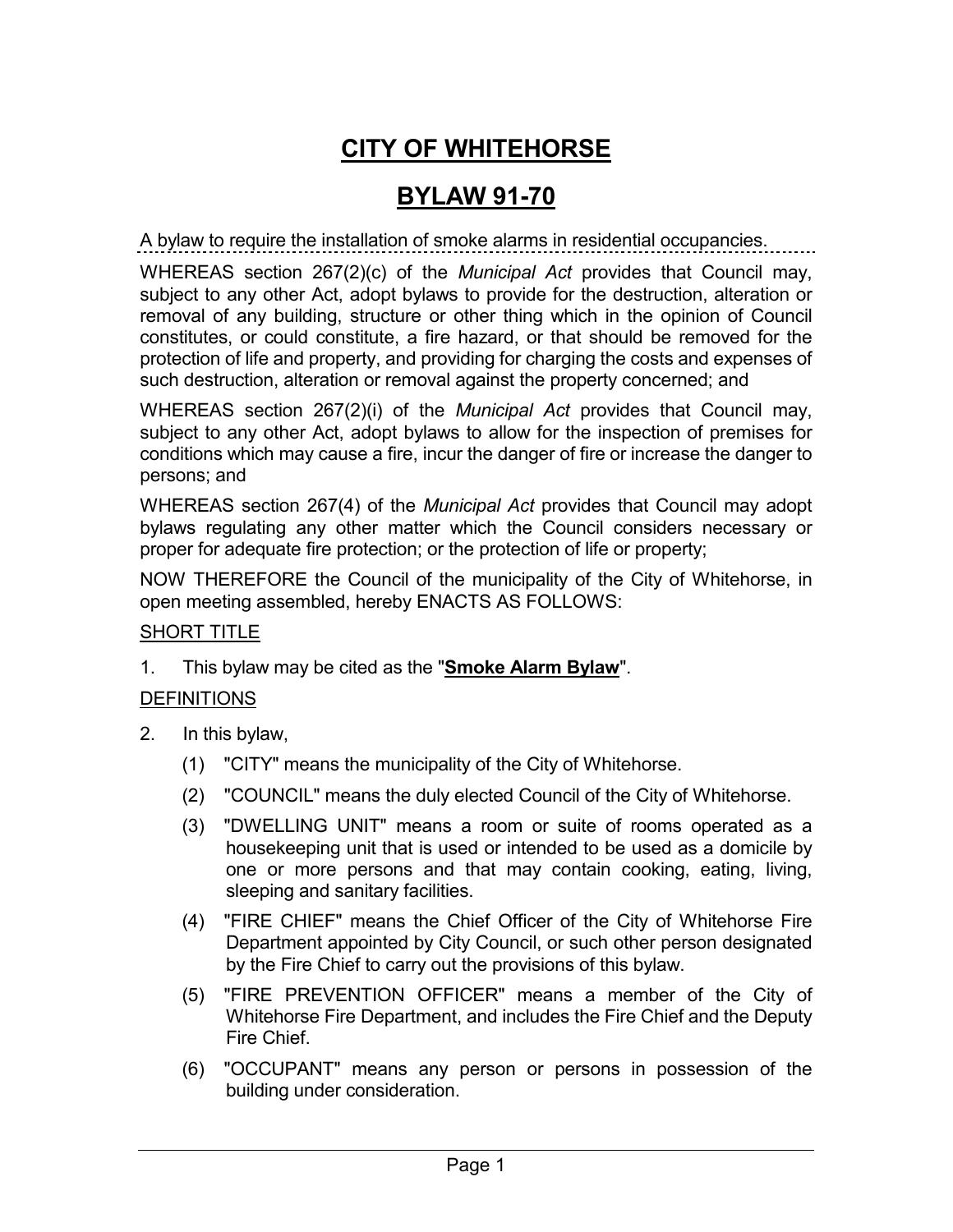# CITY OF WHITEHORSE

# BYLAW 91-70

A bylaw to require the installation of smoke alarms in residential occupancies.

WHEREAS section 267(2)(c) of the *Municipal Act* provides that Council may, subject to any other Act, adopt bylaws to provide for the destruction, alteration or removal of any building, structure or other thing which in the opinion of Council constitutes, or could constitute, a fire hazard, or that should be removed for the protection of life and property, and providing for charging the costs and expenses of such destruction, alteration or removal against the property concerned; and

WHEREAS section 267(2)(i) of the *Municipal Act* provides that Council may, subject to any other Act, adopt bylaws to allow for the inspection of premises for conditions which may cause a fire, incur the danger of fire or increase the danger to persons; and

WHEREAS section 267(4) of the *Municipal Act* provides that Council may adopt bylaws regulating any other matter which the Council considers necessary or proper for adequate fire protection; or the protection of life or property;

NOW THEREFORE the Council of the municipality of the City of Whitehorse, in open meeting assembled, hereby ENACTS AS FOLLOWS:

SHORT TITLE

1. This bylaw may be cited as the "**Smoke Alarm Bylaw**".

DEFINITIONS

2. In this bylaw,
   (1) "CITY" means the municipality of the City of Whitehorse.
   (2) "COUNCIL" means the duly elected Council of the City of Whitehorse.
   (3) "DWELLING UNIT" means a room or suite of rooms operated as a housekeeping unit that is used or intended to be used as a domicile by one or more persons and that may contain cooking, eating, living, sleeping and sanitary facilities.
   (4) "FIRE CHIEF" means the Chief Officer of the City of Whitehorse Fire Department appointed by City Council, or such other person designated by the Fire Chief to carry out the provisions of this bylaw.
   (5) "FIRE PREVENTION OFFICER" means a member of the City of Whitehorse Fire Department, and includes the Fire Chief and the Deputy Fire Chief.
   (6) "OCCUPANT" means any person or persons in possession of the building under consideration.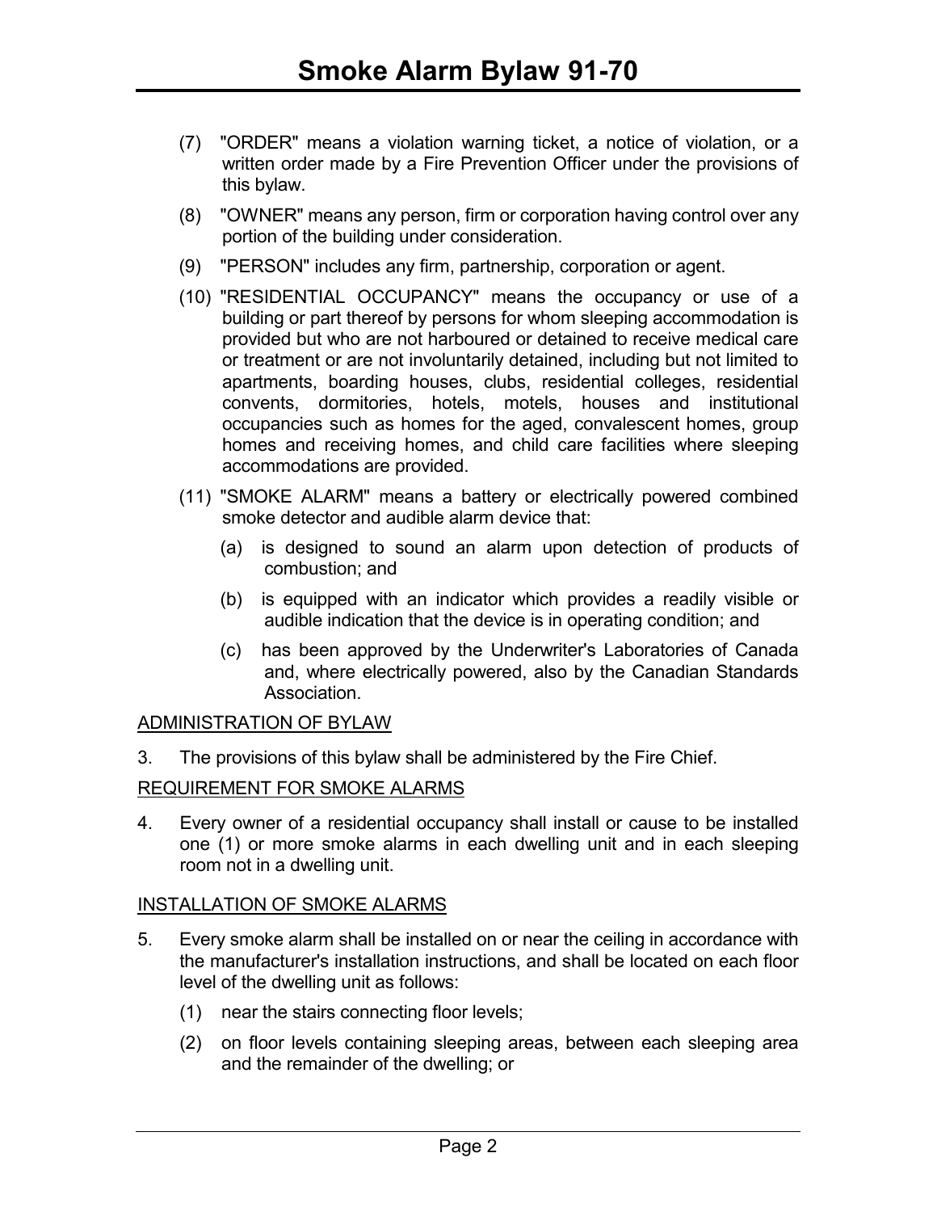(7) "ORDER" means a violation warning ticket, a notice of violation, or a written order made by a Fire Prevention Officer under the provisions of this bylaw.

(8) "OWNER" means any person, firm or corporation having control over any portion of the building under consideration.

(9) "PERSON" includes any firm, partnership, corporation or agent.

(10) "RESIDENTIAL OCCUPANCY" means the occupancy or use of a building or part thereof by persons for whom sleeping accommodation is provided but who are not harboured or detained to receive medical care or treatment or are not involuntarily detained, including but not limited to apartments, boarding houses, clubs, residential colleges, residential convents, dormitories, hotels, motels, houses and institutional occupancies such as homes for the aged, convalescent homes, group homes and receiving homes, and child care facilities where sleeping accommodations are provided.

(11) "SMOKE ALARM" means a battery or electrically powered combined smoke detector and audible alarm device that:

   (a) is designed to sound an alarm upon detection of products of combustion; and

   (b) is equipped with an indicator which provides a readily visible or audible indication that the device is in operating condition; and

   (c) has been approved by the Underwriter's Laboratories of Canada and, where electrically powered, also by the Canadian Standards Association.

<u>ADMINISTRATION OF BYLAW</u>

3. The provisions of this bylaw shall be administered by the Fire Chief.

<u>REQUIREMENT FOR SMOKE ALARMS</u>

4. Every owner of a residential occupancy shall install or cause to be installed one (1) or more smoke alarms in each dwelling unit and in each sleeping room not in a dwelling unit.

<u>INSTALLATION OF SMOKE ALARMS</u>

5. Every smoke alarm shall be installed on or near the ceiling in accordance with the manufacturer's installation instructions, and shall be located on each floor level of the dwelling unit as follows:

   (1) near the stairs connecting floor levels;

   (2) on floor levels containing sleeping areas, between each sleeping area and the remainder of the dwelling; or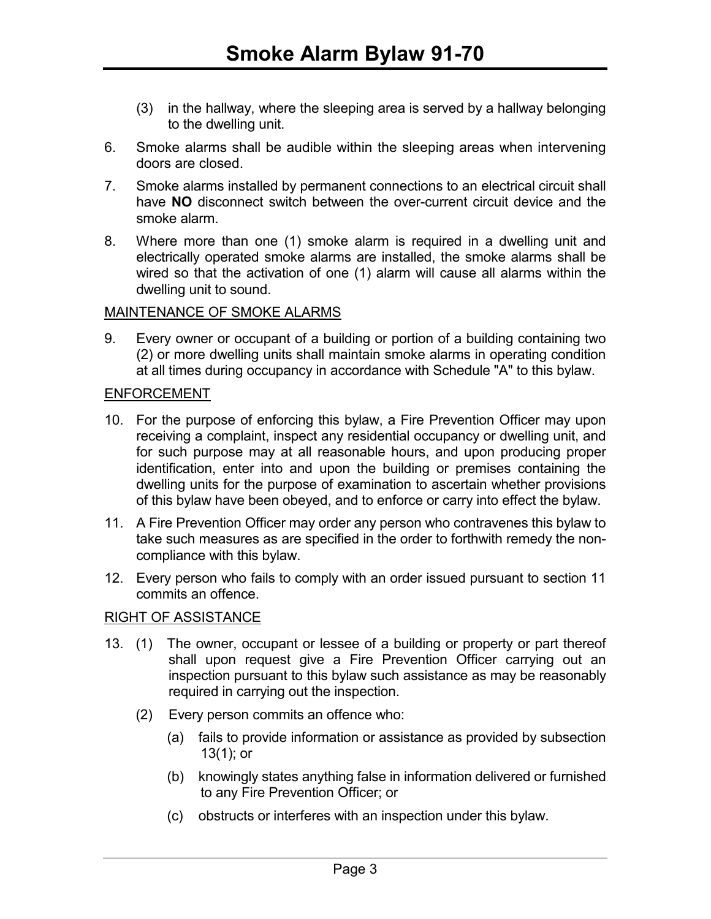(3) in the hallway, where the sleeping area is served by a hallway belonging to the dwelling unit.

6. Smoke alarms shall be audible within the sleeping areas when intervening doors are closed.

7. Smoke alarms installed by permanent connections to an electrical circuit shall have **NO** disconnect switch between the over-current circuit device and the smoke alarm.

8. Where more than one (1) smoke alarm is required in a dwelling unit and electrically operated smoke alarms are installed, the smoke alarms shall be wired so that the activation of one (1) alarm will cause all alarms within the dwelling unit to sound.

<u>MAINTENANCE OF SMOKE ALARMS</u>

9. Every owner or occupant of a building or portion of a building containing two (2) or more dwelling units shall maintain smoke alarms in operating condition at all times during occupancy in accordance with Schedule "A" to this bylaw.

<u>ENFORCEMENT</u>

10. For the purpose of enforcing this bylaw, a Fire Prevention Officer may upon receiving a complaint, inspect any residential occupancy or dwelling unit, and for such purpose may at all reasonable hours, and upon producing proper identification, enter into and upon the building or premises containing the dwelling units for the purpose of examination to ascertain whether provisions of this bylaw have been obeyed, and to enforce or carry into effect the bylaw.

11. A Fire Prevention Officer may order any person who contravenes this bylaw to take such measures as are specified in the order to forthwith remedy the non-compliance with this bylaw.

12. Every person who fails to comply with an order issued pursuant to section 11 commits an offence.

<u>RIGHT OF ASSISTANCE</u>

13. (1) The owner, occupant or lessee of a building or property or part thereof shall upon request give a Fire Prevention Officer carrying out an inspection pursuant to this bylaw such assistance as may be reasonably required in carrying out the inspection.

    (2) Every person commits an offence who:

    (a) fails to provide information or assistance as provided by subsection 13(1); or

    (b) knowingly states anything false in information delivered or furnished to any Fire Prevention Officer; or

    (c) obstructs or interferes with an inspection under this bylaw.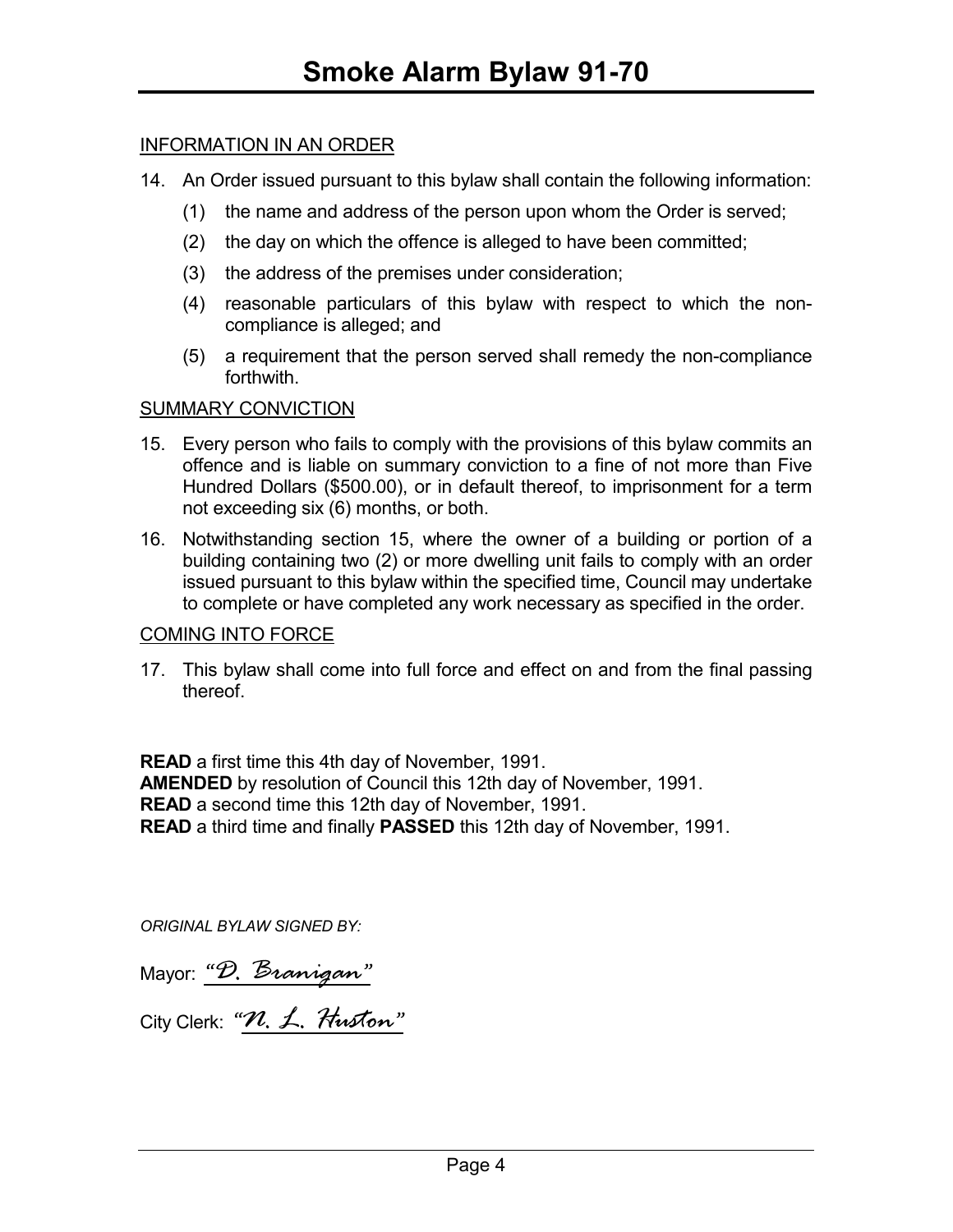INFORMATION IN AN ORDER

14. An Order issued pursuant to this bylaw shall contain the following information:

    (1) the name and address of the person upon whom the Order is served;

    (2) the day on which the offence is alleged to have been committed;

    (3) the address of the premises under consideration;

    (4) reasonable particulars of this bylaw with respect to which the non-compliance is alleged; and

    (5) a requirement that the person served shall remedy the non-compliance forthwith.

SUMMARY CONVICTION

15. Every person who fails to comply with the provisions of this bylaw commits an offence and is liable on summary conviction to a fine of not more than Five Hundred Dollars ($500.00), or in default thereof, to imprisonment for a term not exceeding six (6) months, or both.

16. Notwithstanding section 15, where the owner of a building or portion of a building containing two (2) or more dwelling unit fails to comply with an order issued pursuant to this bylaw within the specified time, Council may undertake to complete or have completed any work necessary as specified in the order.

COMING INTO FORCE

17. This bylaw shall come into full force and effect on and from the final passing thereof.

**READ** a first time this 4th day of November, 1991.
**AMENDED** by resolution of Council this 12th day of November, 1991.
**READ** a second time this 12th day of November, 1991.
**READ** a third time and finally **PASSED** this 12th day of November, 1991.

*ORIGINAL BYLAW SIGNED BY:*

Mayor: *"D. Branigan"*

City Clerk: *"N. L. Huston"*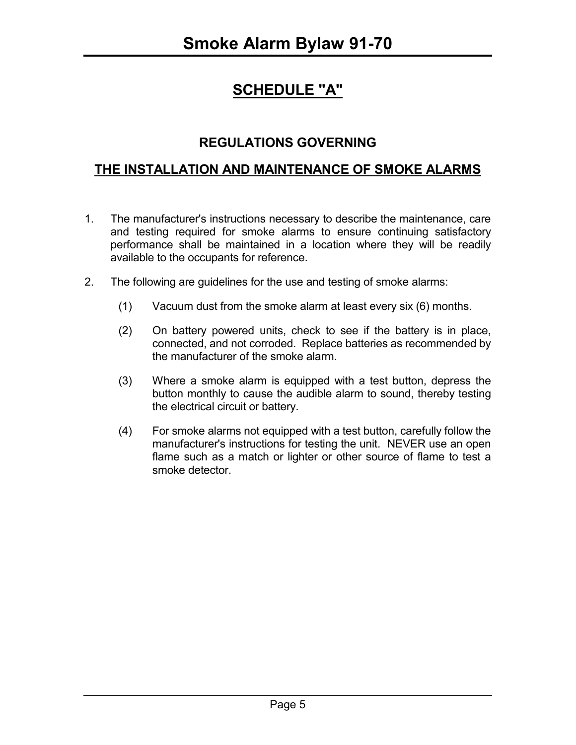# SCHEDULE "A"

## REGULATIONS GOVERNING

## THE INSTALLATION AND MAINTENANCE OF SMOKE ALARMS

1. The manufacturer's instructions necessary to describe the maintenance, care and testing required for smoke alarms to ensure continuing satisfactory performance shall be maintained in a location where they will be readily available to the occupants for reference.

2. The following are guidelines for the use and testing of smoke alarms:

   (1) Vacuum dust from the smoke alarm at least every six (6) months.

   (2) On battery powered units, check to see if the battery is in place, connected, and not corroded. Replace batteries as recommended by the manufacturer of the smoke alarm.

   (3) Where a smoke alarm is equipped with a test button, depress the button monthly to cause the audible alarm to sound, thereby testing the electrical circuit or battery.

   (4) For smoke alarms not equipped with a test button, carefully follow the manufacturer's instructions for testing the unit. NEVER use an open flame such as a match or lighter or other source of flame to test a smoke detector.